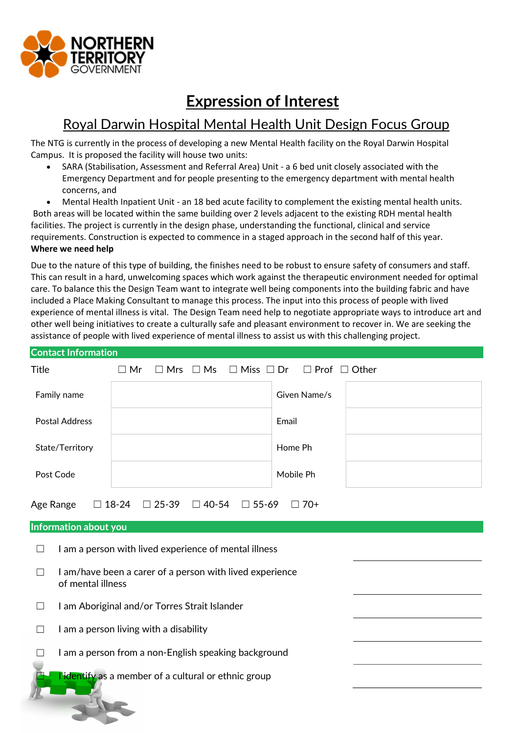# Expression of Interest

## Royal Darwin Hospital Mental Health Unit Design Focus Group

The NTG is currently in the process of developing a new Mental Health facility on the Royal Darwin Hospital Campus. It is proposed the facility will house two units:

- SARA (Stabilisation, Assessment and Referral Area) Unit - a 6 bed unit closely associated with the Emergency Department and for people presenting to the emergency department with mental health concerns, and
- Mental Health Inpatient Unit - an 18 bed acute facility to complement the existing mental health units.

Both areas will be located within the same building over 2 levels adjacent to the existing RDH mental health facilities. The project is currently in the design phase, understanding the functional, clinical and service requirements. Construction is expected to commence in a staged approach in the second half of this year.

**Where we need help**

Due to the nature of this type of building, the finishes need to be robust to ensure safety of consumers and staff. This can result in a hard, unwelcoming spaces which work against the therapeutic environment needed for optimal care. To balance this the Design Team want to integrate well being components into the building fabric and have included a Place Making Consultant to manage this process. The input into this process of people with lived experience of mental illness is vital. The Design Team need help to negotiate appropriate ways to introduce art and other well being initiatives to create a culturally safe and pleasant environment to recover in. We are seeking the assistance of people with lived experience of mental illness to assist us with this challenging project.

### Contact Information

Title ☐ Mr ☐ Mrs ☐ Ms ☐ Miss ☐ Dr ☐ Prof ☐ Other

| | | | |
|---|---|---|---|
| Family name | | Given Name/s | |
| Postal Address | | Email | |
| State/Territory | | Home Ph | |
| Post Code | | Mobile Ph | |

Age Range ☐ 18-24 ☐ 25-39 ☐ 40-54 ☐ 55-69 ☐ 70+

### Information about you

☐ I am a person with lived experience of mental illness ____________

☐ I am/have been a carer of a person with lived experience of mental illness ____________

☐ I am Aboriginal and/or Torres Strait Islander ____________

☐ I am a person living with a disability ____________

☐ I am a person from a non-English speaking background ____________

☐ I identify as a member of a cultural or ethnic group ____________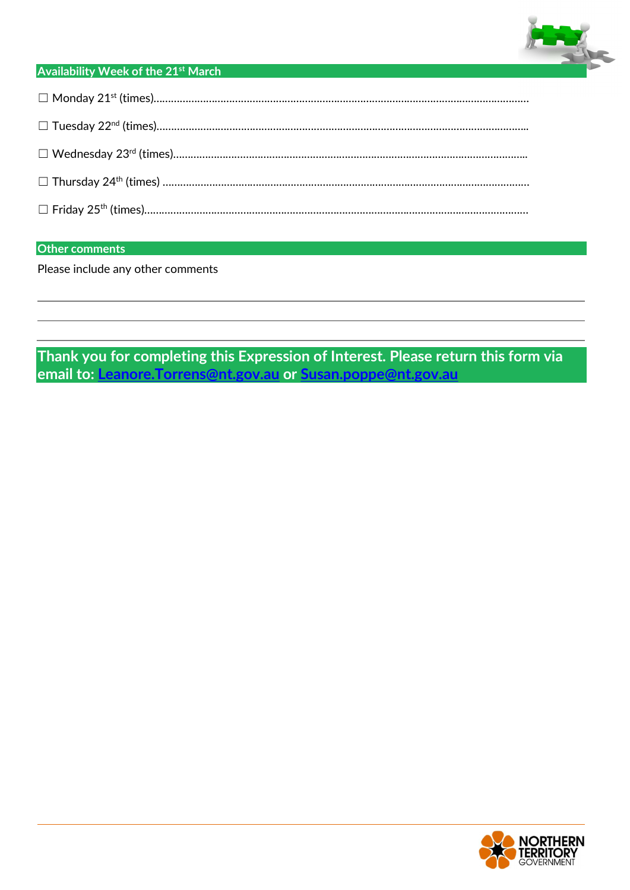## Availability Week of the 21st March

☐ Monday 21st (times)........................................................................................................................................

☐ Tuesday 22nd (times).......................................................................................................................................

☐ Wednesday 23rd (times)..................................................................................................................................

☐ Thursday 24th (times) ......................................................................................................................................

☐ Friday 25th (times)............................................................................................................................................

## Other comments

Please include any other comments

---

---

---

**Thank you for completing this Expression of Interest. Please return this form via email to: Leanore.Torrens@nt.gov.au or Susan.poppe@nt.gov.au**